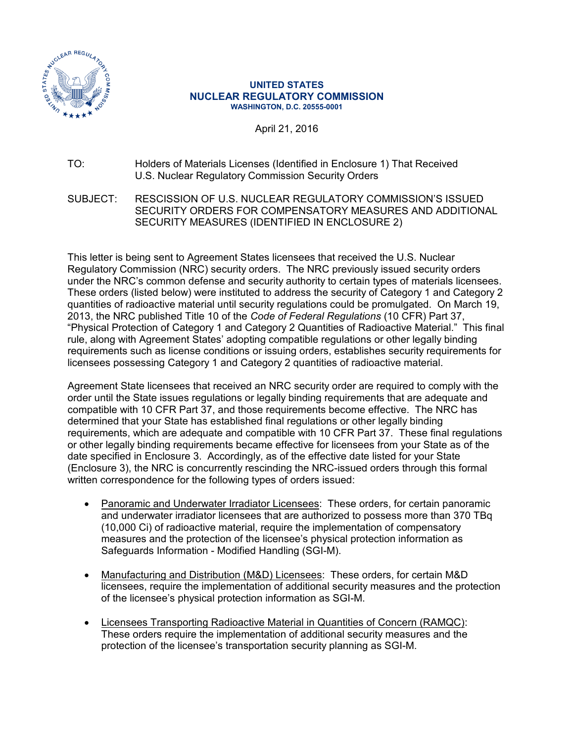**UNITED STATES**
**NUCLEAR REGULATORY COMMISSION**
**WASHINGTON, D.C. 20555-0001**

April 21, 2016

TO: Holders of Materials Licenses (Identified in Enclosure 1) That Received U.S. Nuclear Regulatory Commission Security Orders

SUBJECT: RESCISSION OF U.S. NUCLEAR REGULATORY COMMISSION'S ISSUED SECURITY ORDERS FOR COMPENSATORY MEASURES AND ADDITIONAL SECURITY MEASURES (IDENTIFIED IN ENCLOSURE 2)

This letter is being sent to Agreement States licensees that received the U.S. Nuclear Regulatory Commission (NRC) security orders. The NRC previously issued security orders under the NRC's common defense and security authority to certain types of materials licensees. These orders (listed below) were instituted to address the security of Category 1 and Category 2 quantities of radioactive material until security regulations could be promulgated. On March 19, 2013, the NRC published Title 10 of the *Code of Federal Regulations* (10 CFR) Part 37, "Physical Protection of Category 1 and Category 2 Quantities of Radioactive Material." This final rule, along with Agreement States' adopting compatible regulations or other legally binding requirements such as license conditions or issuing orders, establishes security requirements for licensees possessing Category 1 and Category 2 quantities of radioactive material.

Agreement State licensees that received an NRC security order are required to comply with the order until the State issues regulations or legally binding requirements that are adequate and compatible with 10 CFR Part 37, and those requirements become effective. The NRC has determined that your State has established final regulations or other legally binding requirements, which are adequate and compatible with 10 CFR Part 37. These final regulations or other legally binding requirements became effective for licensees from your State as of the date specified in Enclosure 3. Accordingly, as of the effective date listed for your State (Enclosure 3), the NRC is concurrently rescinding the NRC-issued orders through this formal written correspondence for the following types of orders issued:

- Panoramic and Underwater Irradiator Licensees: These orders, for certain panoramic and underwater irradiator licensees that are authorized to possess more than 370 TBq (10,000 Ci) of radioactive material, require the implementation of compensatory measures and the protection of the licensee's physical protection information as Safeguards Information - Modified Handling (SGI-M).

- Manufacturing and Distribution (M&D) Licensees: These orders, for certain M&D licensees, require the implementation of additional security measures and the protection of the licensee's physical protection information as SGI-M.

- Licensees Transporting Radioactive Material in Quantities of Concern (RAMQC): These orders require the implementation of additional security measures and the protection of the licensee's transportation security planning as SGI-M.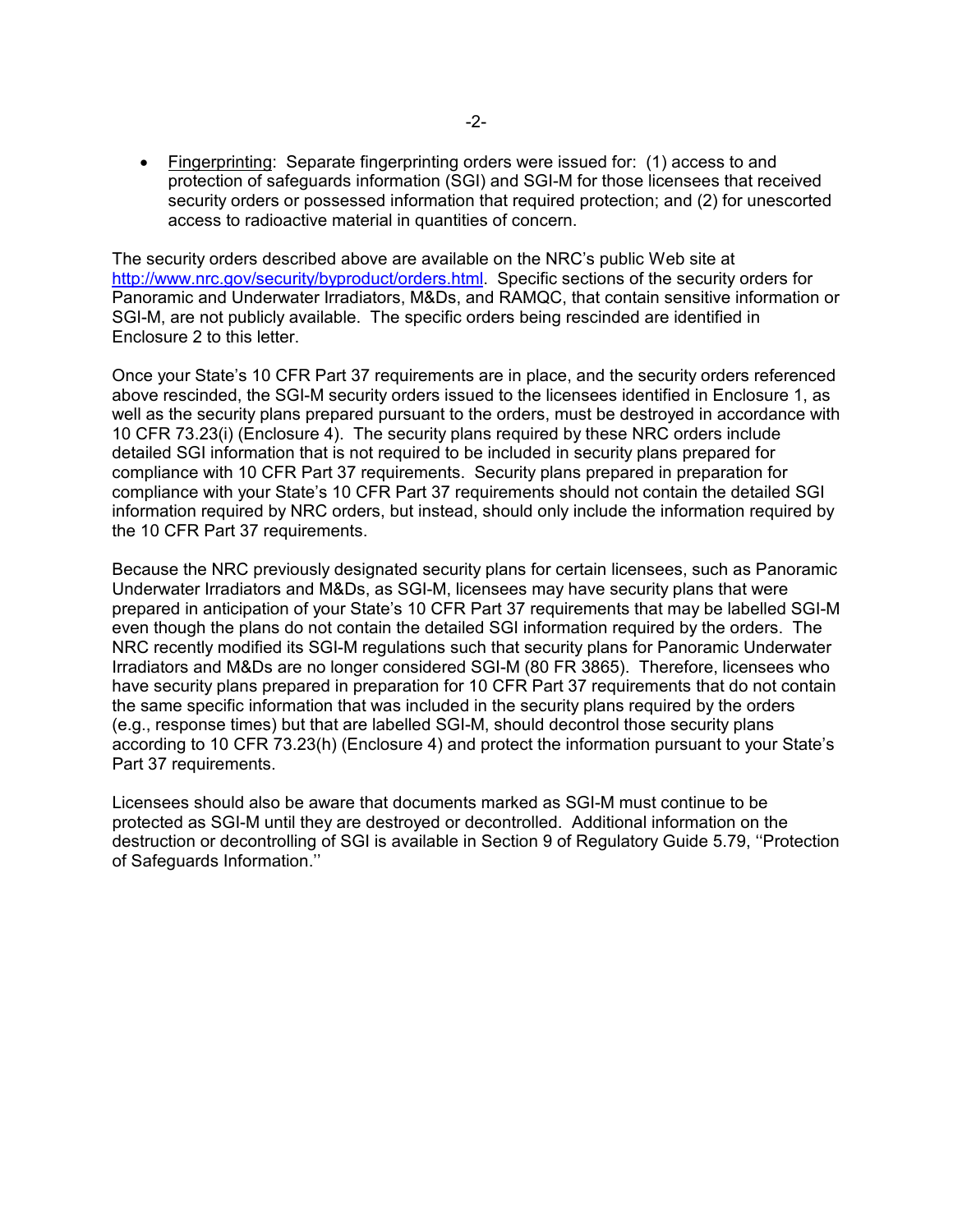- Fingerprinting: Separate fingerprinting orders were issued for: (1) access to and protection of safeguards information (SGI) and SGI-M for those licensees that received security orders or possessed information that required protection; and (2) for unescorted access to radioactive material in quantities of concern.

The security orders described above are available on the NRC's public Web site at http://www.nrc.gov/security/byproduct/orders.html. Specific sections of the security orders for Panoramic and Underwater Irradiators, M&Ds, and RAMQC, that contain sensitive information or SGI-M, are not publicly available. The specific orders being rescinded are identified in Enclosure 2 to this letter.

Once your State's 10 CFR Part 37 requirements are in place, and the security orders referenced above rescinded, the SGI-M security orders issued to the licensees identified in Enclosure 1, as well as the security plans prepared pursuant to the orders, must be destroyed in accordance with 10 CFR 73.23(i) (Enclosure 4). The security plans required by these NRC orders include detailed SGI information that is not required to be included in security plans prepared for compliance with 10 CFR Part 37 requirements. Security plans prepared in preparation for compliance with your State's 10 CFR Part 37 requirements should not contain the detailed SGI information required by NRC orders, but instead, should only include the information required by the 10 CFR Part 37 requirements.

Because the NRC previously designated security plans for certain licensees, such as Panoramic Underwater Irradiators and M&Ds, as SGI-M, licensees may have security plans that were prepared in anticipation of your State's 10 CFR Part 37 requirements that may be labelled SGI-M even though the plans do not contain the detailed SGI information required by the orders. The NRC recently modified its SGI-M regulations such that security plans for Panoramic Underwater Irradiators and M&Ds are no longer considered SGI-M (80 FR 3865). Therefore, licensees who have security plans prepared in preparation for 10 CFR Part 37 requirements that do not contain the same specific information that was included in the security plans required by the orders (e.g., response times) but that are labelled SGI-M, should decontrol those security plans according to 10 CFR 73.23(h) (Enclosure 4) and protect the information pursuant to your State's Part 37 requirements.

Licensees should also be aware that documents marked as SGI-M must continue to be protected as SGI-M until they are destroyed or decontrolled. Additional information on the destruction or decontrolling of SGI is available in Section 9 of Regulatory Guide 5.79, ''Protection of Safeguards Information.''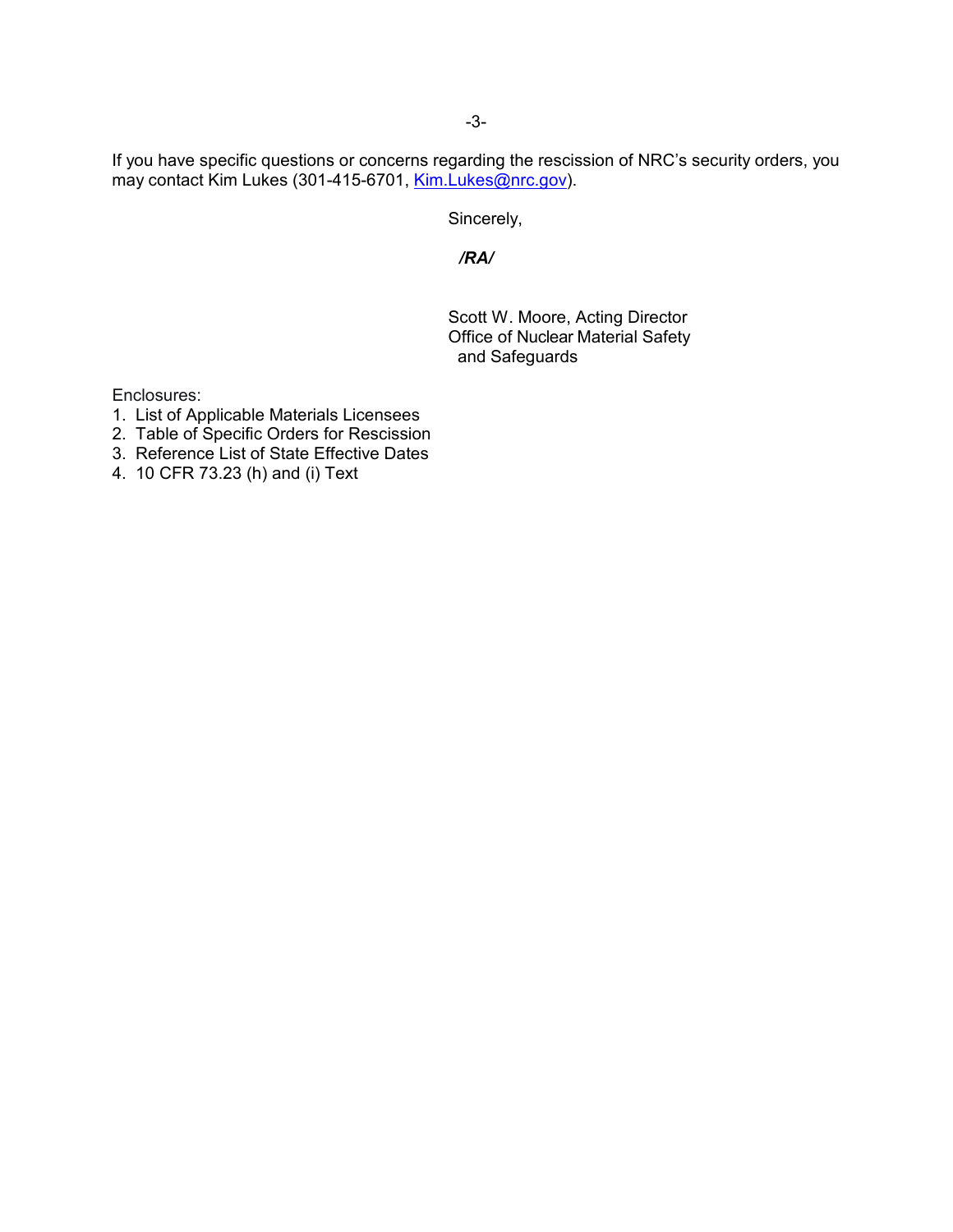If you have specific questions or concerns regarding the rescission of NRC's security orders, you may contact Kim Lukes (301-415-6701, Kim.Lukes@nrc.gov).

Sincerely,

*/RA/*

Scott W. Moore, Acting Director
Office of Nuclear Material Safety
and Safeguards

Enclosures:
1. List of Applicable Materials Licensees
2. Table of Specific Orders for Rescission
3. Reference List of State Effective Dates
4. 10 CFR 73.23 (h) and (i) Text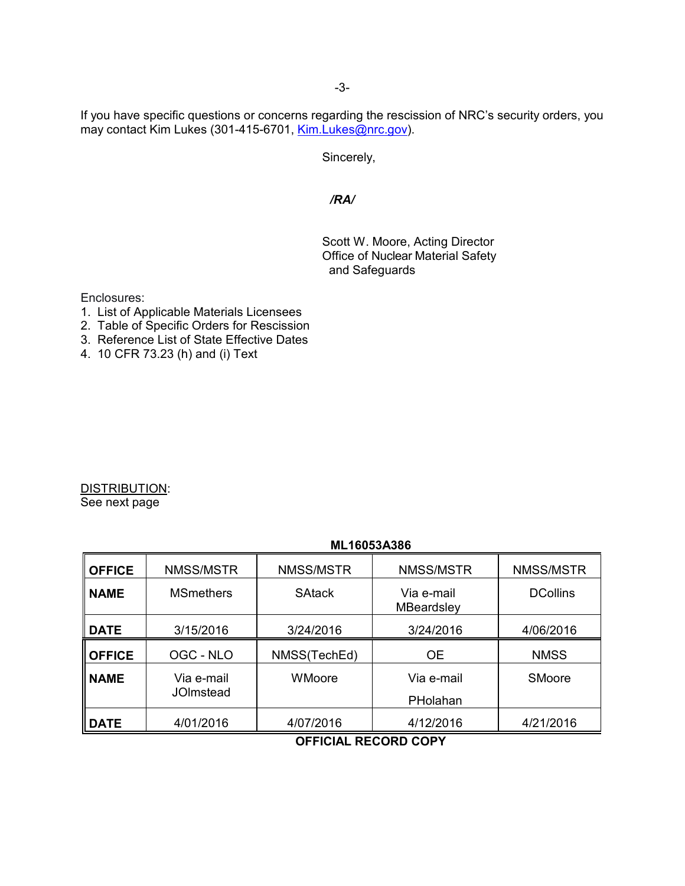If you have specific questions or concerns regarding the rescission of NRC's security orders, you may contact Kim Lukes (301-415-6701, Kim.Lukes@nrc.gov).

Sincerely,

*/RA/*

Scott W. Moore, Acting Director
Office of Nuclear Material Safety
and Safeguards

Enclosures:
1. List of Applicable Materials Licensees
2. Table of Specific Orders for Rescission
3. Reference List of State Effective Dates
4. 10 CFR 73.23 (h) and (i) Text

DISTRIBUTION:
See next page

**ML16053A386**

| **OFFICE** | NMSS/MSTR | NMSS/MSTR | NMSS/MSTR | NMSS/MSTR |
|---|---|---|---|---|
| **NAME** | MSmethers | SAtack | Via e-mail MBeardsley | DCollins |
| **DATE** | 3/15/2016 | 3/24/2016 | 3/24/2016 | 4/06/2016 |
| **OFFICE** | OGC - NLO | NMSS(TechEd) | OE | NMSS |
| **NAME** | Via e-mail JOlmstead | WMoore | Via e-mail PHolahan | SMoore |
| **DATE** | 4/01/2016 | 4/07/2016 | 4/12/2016 | 4/21/2016 |

**OFFICIAL RECORD COPY**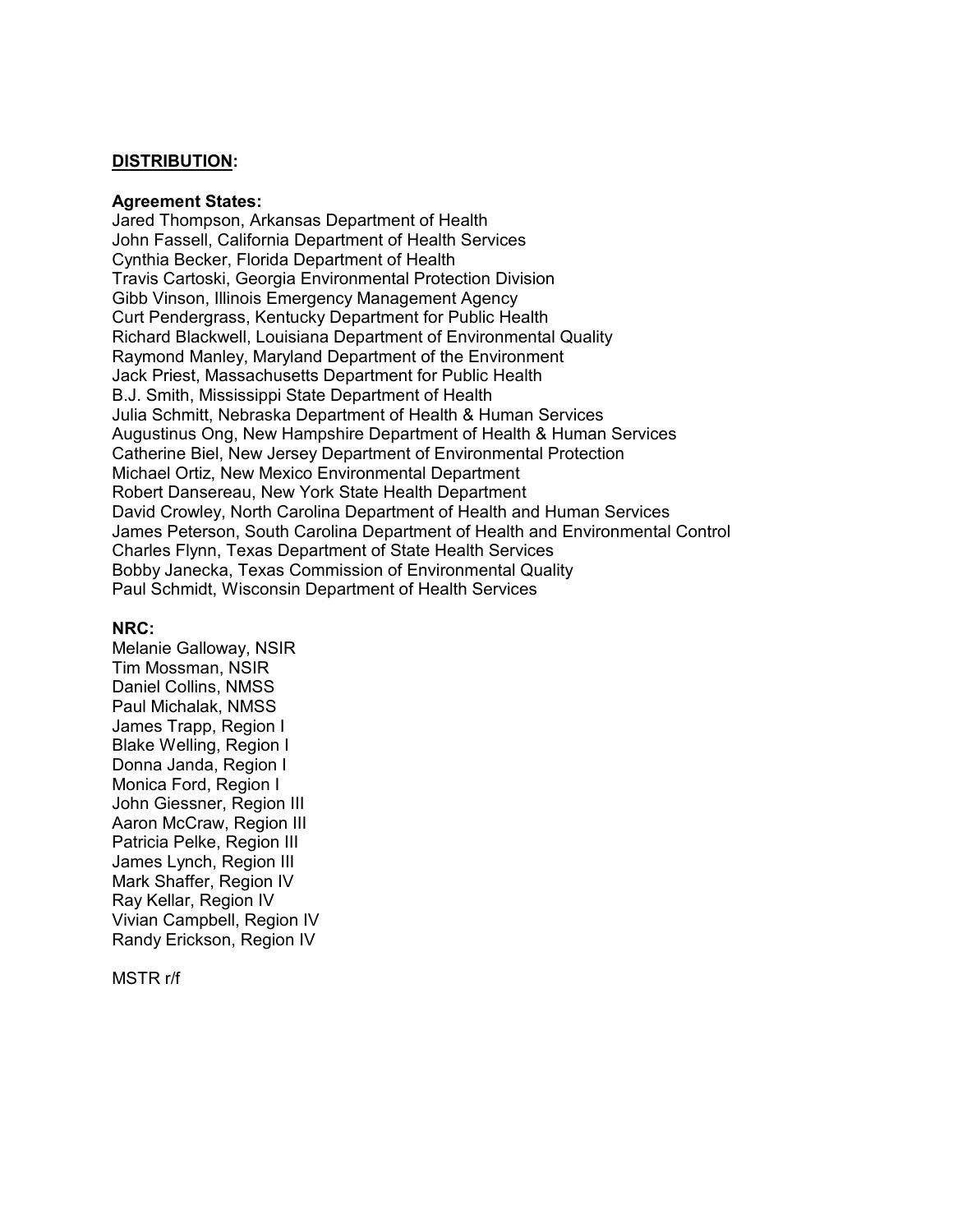**<u>DISTRIBUTION</u>:**

**Agreement States:**
Jared Thompson, Arkansas Department of Health
John Fassell, California Department of Health Services
Cynthia Becker, Florida Department of Health
Travis Cartoski, Georgia Environmental Protection Division
Gibb Vinson, Illinois Emergency Management Agency
Curt Pendergrass, Kentucky Department for Public Health
Richard Blackwell, Louisiana Department of Environmental Quality
Raymond Manley, Maryland Department of the Environment
Jack Priest, Massachusetts Department for Public Health
B.J. Smith, Mississippi State Department of Health
Julia Schmitt, Nebraska Department of Health & Human Services
Augustinus Ong, New Hampshire Department of Health & Human Services
Catherine Biel, New Jersey Department of Environmental Protection
Michael Ortiz, New Mexico Environmental Department
Robert Dansereau, New York State Health Department
David Crowley, North Carolina Department of Health and Human Services
James Peterson, South Carolina Department of Health and Environmental Control
Charles Flynn, Texas Department of State Health Services
Bobby Janecka, Texas Commission of Environmental Quality
Paul Schmidt, Wisconsin Department of Health Services

**NRC:**
Melanie Galloway, NSIR
Tim Mossman, NSIR
Daniel Collins, NMSS
Paul Michalak, NMSS
James Trapp, Region I
Blake Welling, Region I
Donna Janda, Region I
Monica Ford, Region I
John Giessner, Region III
Aaron McCraw, Region III
Patricia Pelke, Region III
James Lynch, Region III
Mark Shaffer, Region IV
Ray Kellar, Region IV
Vivian Campbell, Region IV
Randy Erickson, Region IV

MSTR r/f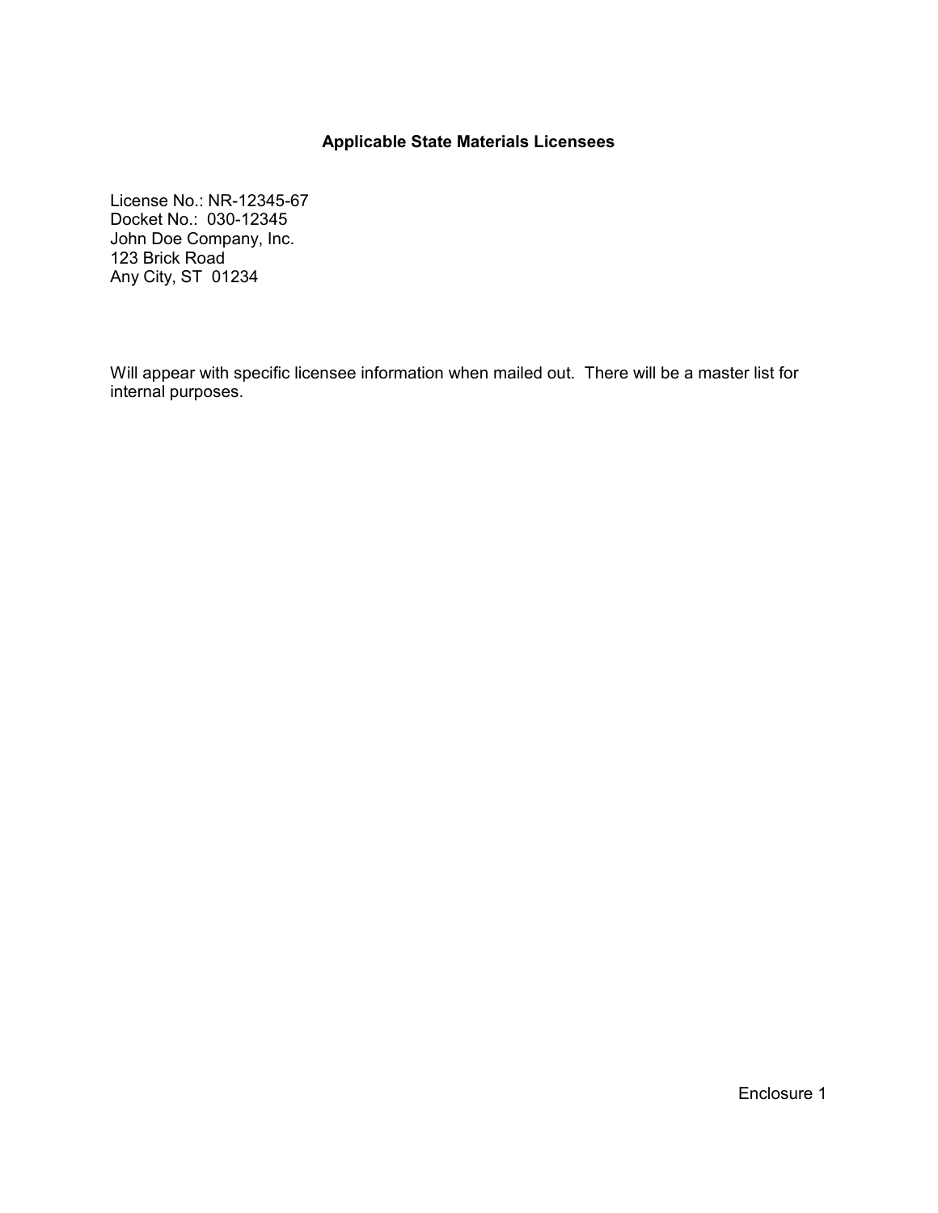## Applicable State Materials Licensees

License No.: NR-12345-67
Docket No.: 030-12345
John Doe Company, Inc.
123 Brick Road
Any City, ST 01234

Will appear with specific licensee information when mailed out. There will be a master list for internal purposes.

Enclosure 1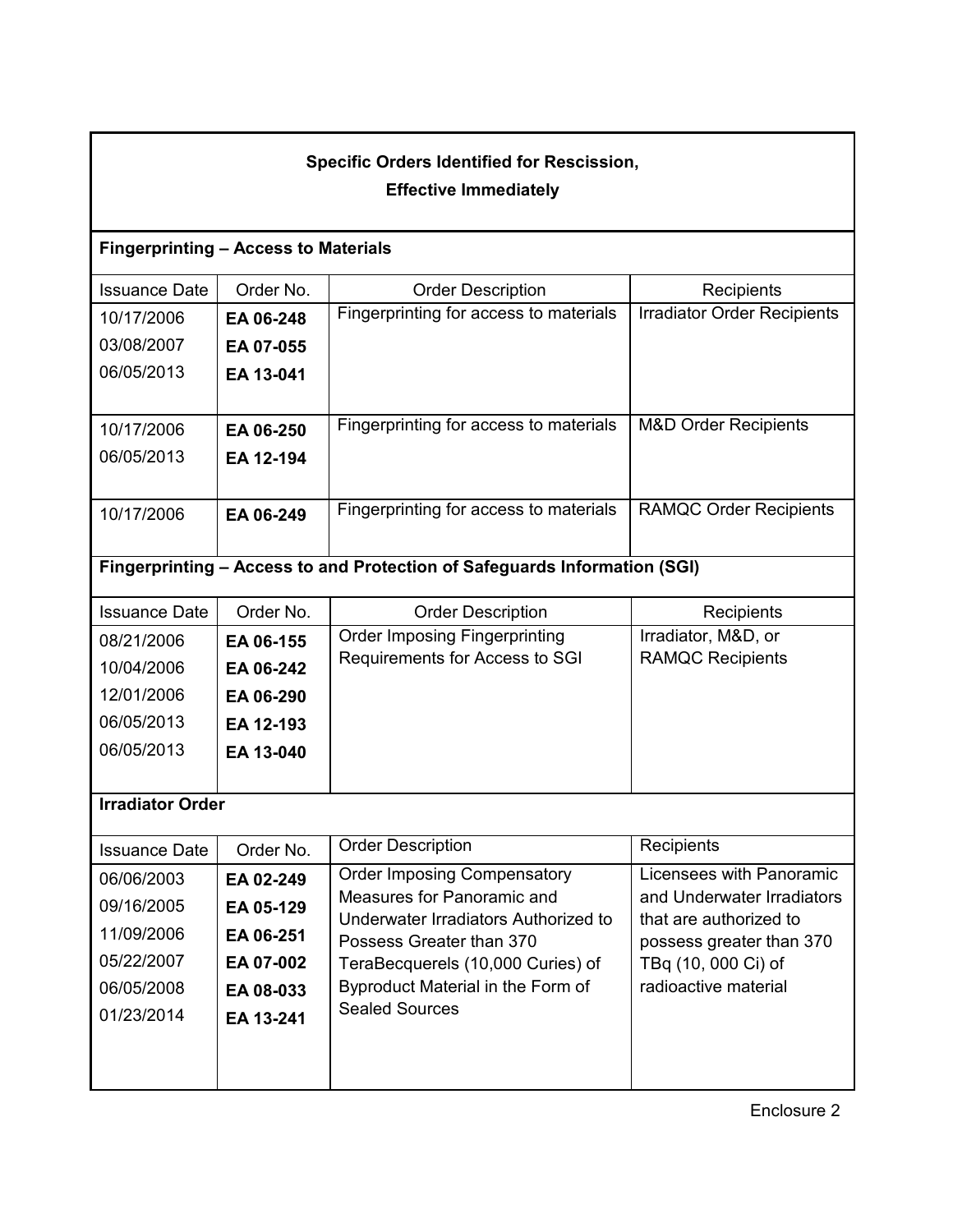## Specific Orders Identified for Rescission, Effective Immediately

### Fingerprinting – Access to Materials

| Issuance Date | Order No. | Order Description | Recipients |
|---|---|---|---|
| 10/17/2006<br>03/08/2007<br>06/05/2013 | **EA 06-248**<br>**EA 07-055**<br>**EA 13-041** | Fingerprinting for access to materials | Irradiator Order Recipients |
| 10/17/2006<br>06/05/2013 | **EA 06-250**<br>**EA 12-194** | Fingerprinting for access to materials | M&D Order Recipients |
| 10/17/2006 | **EA 06-249** | Fingerprinting for access to materials | RAMQC Order Recipients |

### Fingerprinting – Access to and Protection of Safeguards Information (SGI)

| Issuance Date | Order No. | Order Description | Recipients |
|---|---|---|---|
| 08/21/2006<br>10/04/2006<br>12/01/2006<br>06/05/2013<br>06/05/2013 | **EA 06-155**<br>**EA 06-242**<br>**EA 06-290**<br>**EA 12-193**<br>**EA 13-040** | Order Imposing Fingerprinting Requirements for Access to SGI | Irradiator, M&D, or RAMQC Recipients |

### Irradiator Order

| Issuance Date | Order No. | Order Description | Recipients |
|---|---|---|---|
| 06/06/2003<br>09/16/2005<br>11/09/2006<br>05/22/2007<br>06/05/2008<br>01/23/2014 | **EA 02-249**<br>**EA 05-129**<br>**EA 06-251**<br>**EA 07-002**<br>**EA 08-033**<br>**EA 13-241** | Order Imposing Compensatory Measures for Panoramic and Underwater Irradiators Authorized to Possess Greater than 370 TeraBecquerels (10,000 Curies) of Byproduct Material in the Form of Sealed Sources | Licensees with Panoramic and Underwater Irradiators that are authorized to possess greater than 370 TBq (10, 000 Ci) of radioactive material |

Enclosure 2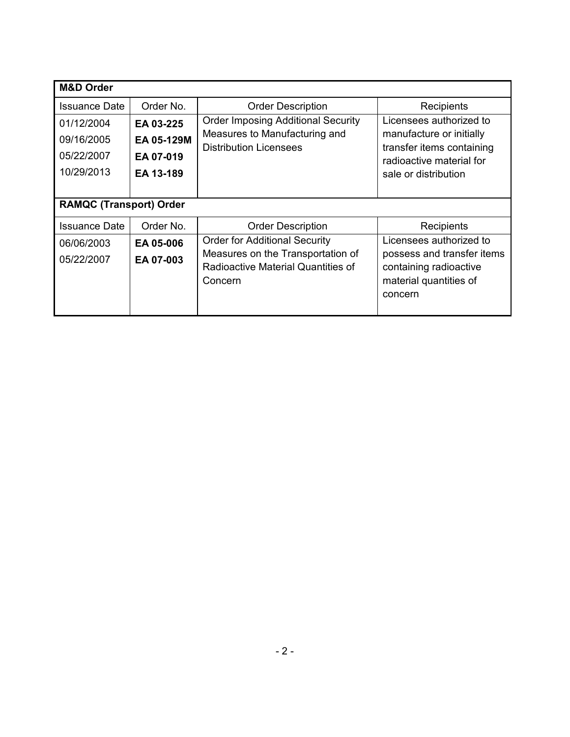| **M&D Order** | | | |
|---|---|---|---|
| Issuance Date | Order No. | Order Description | Recipients |
| 01/12/2004<br>09/16/2005<br>05/22/2007<br>10/29/2013 | **EA 03-225**<br>**EA 05-129M**<br>**EA 07-019**<br>**EA 13-189** | Order Imposing Additional Security Measures to Manufacturing and Distribution Licensees | Licensees authorized to manufacture or initially transfer items containing radioactive material for sale or distribution |
| **RAMQC (Transport) Order** | | | |
| Issuance Date | Order No. | Order Description | Recipients |
| 06/06/2003<br>05/22/2007 | **EA 05-006**<br>**EA 07-003** | Order for Additional Security Measures on the Transportation of Radioactive Material Quantities of Concern | Licensees authorized to possess and transfer items containing radioactive material quantities of concern |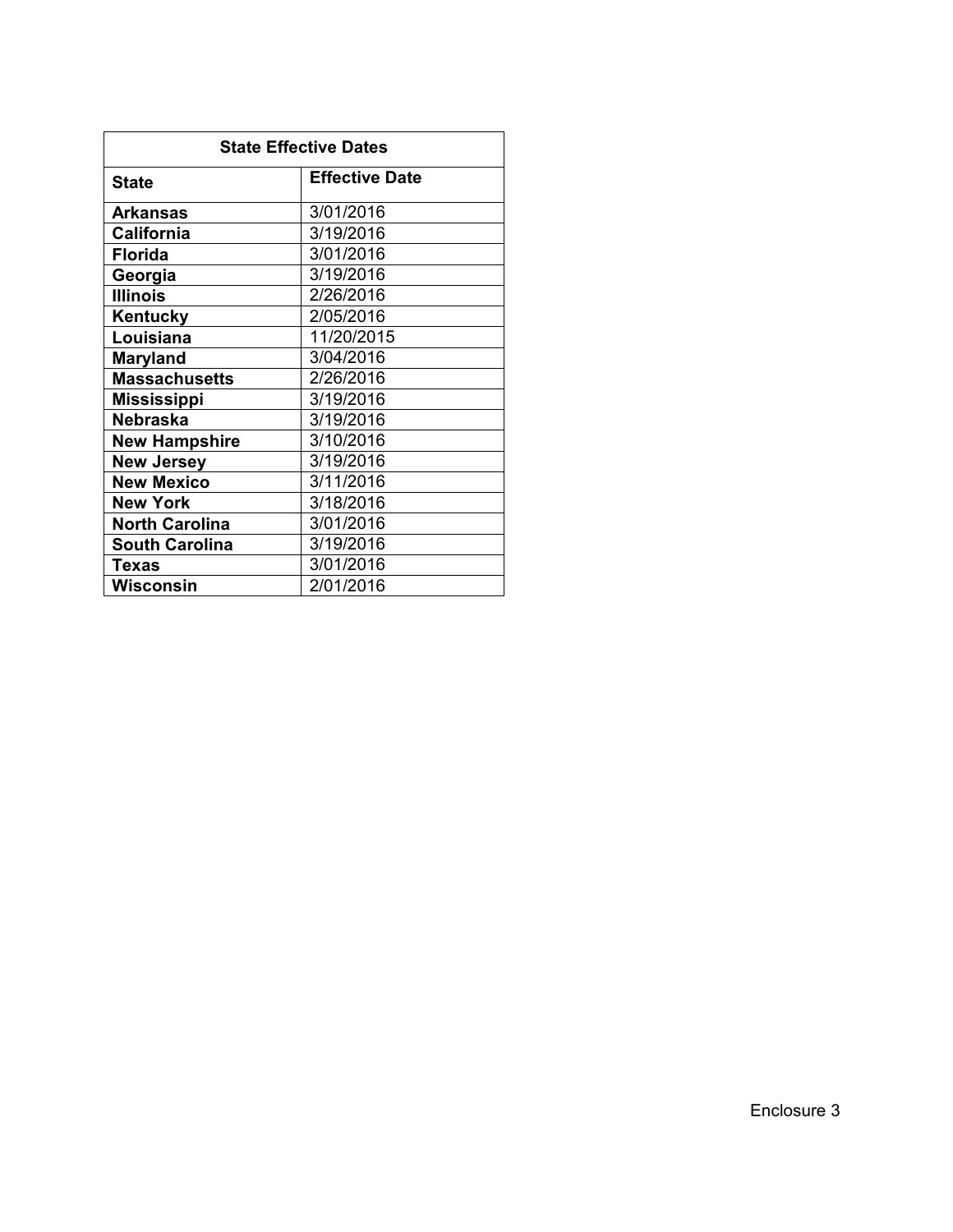| State Effective Dates | |
|---|---|
| **State** | **Effective Date** |
| **Arkansas** | 3/01/2016 |
| **California** | 3/19/2016 |
| **Florida** | 3/01/2016 |
| **Georgia** | 3/19/2016 |
| **Illinois** | 2/26/2016 |
| **Kentucky** | 2/05/2016 |
| **Louisiana** | 11/20/2015 |
| **Maryland** | 3/04/2016 |
| **Massachusetts** | 2/26/2016 |
| **Mississippi** | 3/19/2016 |
| **Nebraska** | 3/19/2016 |
| **New Hampshire** | 3/10/2016 |
| **New Jersey** | 3/19/2016 |
| **New Mexico** | 3/11/2016 |
| **New York** | 3/18/2016 |
| **North Carolina** | 3/01/2016 |
| **South Carolina** | 3/19/2016 |
| **Texas** | 3/01/2016 |
| **Wisconsin** | 2/01/2016 |

Enclosure 3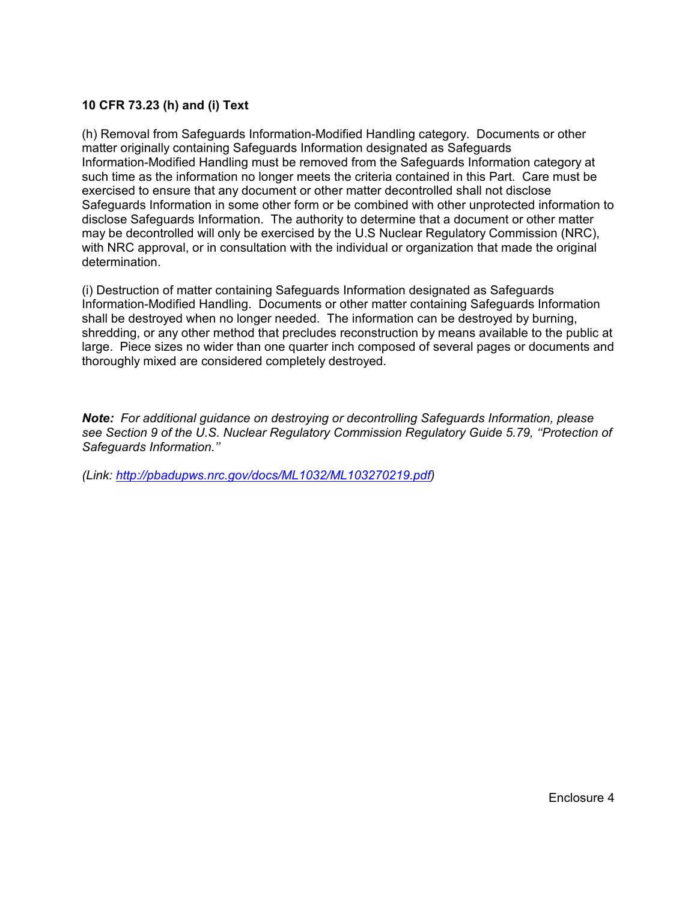**10 CFR 73.23 (h) and (i) Text**

(h) Removal from Safeguards Information-Modified Handling category. Documents or other matter originally containing Safeguards Information designated as Safeguards Information-Modified Handling must be removed from the Safeguards Information category at such time as the information no longer meets the criteria contained in this Part. Care must be exercised to ensure that any document or other matter decontrolled shall not disclose Safeguards Information in some other form or be combined with other unprotected information to disclose Safeguards Information. The authority to determine that a document or other matter may be decontrolled will only be exercised by the U.S Nuclear Regulatory Commission (NRC), with NRC approval, or in consultation with the individual or organization that made the original determination.

(i) Destruction of matter containing Safeguards Information designated as Safeguards Information-Modified Handling. Documents or other matter containing Safeguards Information shall be destroyed when no longer needed. The information can be destroyed by burning, shredding, or any other method that precludes reconstruction by means available to the public at large. Piece sizes no wider than one quarter inch composed of several pages or documents and thoroughly mixed are considered completely destroyed.

***Note:*** *For additional guidance on destroying or decontrolling Safeguards Information, please see Section 9 of the U.S. Nuclear Regulatory Commission Regulatory Guide 5.79, ''Protection of Safeguards Information.''*

*(Link: [http://pbadupws.nrc.gov/docs/ML1032/ML103270219.pdf](http://pbadupws.nrc.gov/docs/ML1032/ML103270219.pdf))*

Enclosure 4